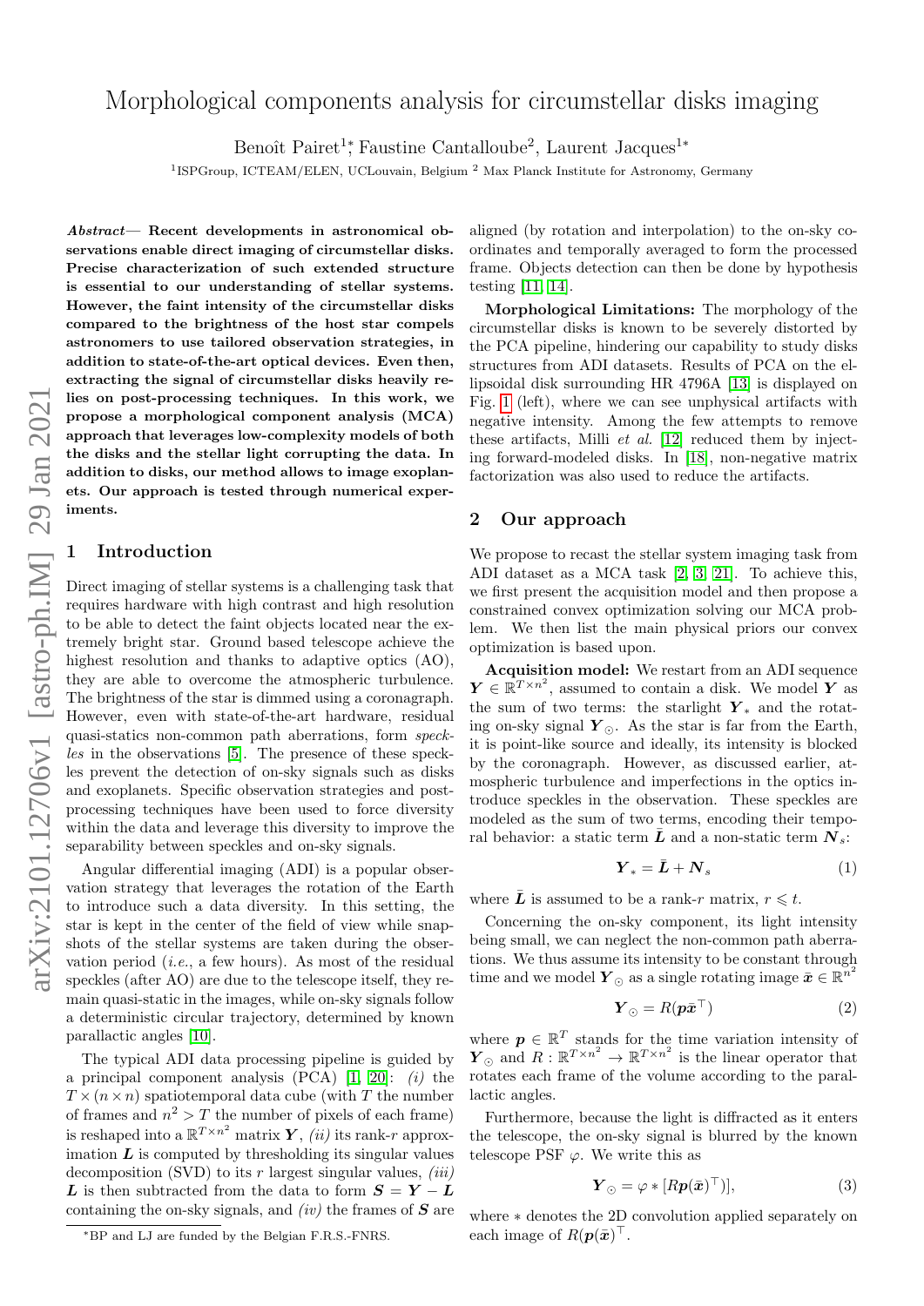# Morphological components analysis for circumstellar disks imaging

Benoît Pairet[1*], Faustine Cantalloube[2], Laurent Jacques[1*]

[1]ISPGroup, ICTEAM/ELEN, UCLouvain, Belgium [2] Max Planck Institute for Astronomy, Germany

***Abstract*— Recent developments in astronomical observations enable direct imaging of circumstellar disks. Precise characterization of such extended structure is essential to our understanding of stellar systems. However, the faint intensity of the circumstellar disks compared to the brightness of the host star compels astronomers to use tailored observation strategies, in addition to state-of-the-art optical devices. Even then, extracting the signal of circumstellar disks heavily relies on post-processing techniques. In this work, we propose a morphological component analysis (MCA) approach that leverages low-complexity models of both the disks and the stellar light corrupting the data. In addition to disks, our method allows to image exoplanets. Our approach is tested through numerical experiments.**

## 1 Introduction

Direct imaging of stellar systems is a challenging task that requires hardware with high contrast and high resolution to be able to detect the faint objects located near the extremely bright star. Ground based telescope achieve the highest resolution and thanks to adaptive optics (AO), they are able to overcome the atmospheric turbulence. The brightness of the star is dimmed using a coronagraph. However, even with state-of-the-art hardware, residual quasi-statics non-common path aberrations, form *speckles* in the observations [5]. The presence of these speckles prevent the detection of on-sky signals such as disks and exoplanets. Specific observation strategies and post-processing techniques have been used to force diversity within the data and leverage this diversity to improve the separability between speckles and on-sky signals.

Angular differential imaging (ADI) is a popular observation strategy that leverages the rotation of the Earth to introduce such a data diversity. In this setting, the star is kept in the center of the field of view while snapshots of the stellar systems are taken during the observation period (*i.e.*, a few hours). As most of the residual speckles (after AO) are due to the telescope itself, they remain quasi-static in the images, while on-sky signals follow a deterministic circular trajectory, determined by known parallactic angles [10].

The typical ADI data processing pipeline is guided by a principal component analysis (PCA) [1, 20]: *(i)* the $T \times (n \times n)$ spatiotemporal data cube (with $T$ the number of frames and $n^2 > T$ the number of pixels of each frame) is reshaped into a $\mathbb{R}^{T\times n^2}$ matrix $\boldsymbol{Y}$, *(ii)* its rank-$r$ approximation $\boldsymbol{L}$ is computed by thresholding its singular values decomposition (SVD) to its $r$ largest singular values, *(iii)* $\boldsymbol{L}$ is then subtracted from the data to form $\boldsymbol{S} = \boldsymbol{Y} - \boldsymbol{L}$ containing the on-sky signals, and *(iv)* the frames of $\boldsymbol{S}$ are aligned (by rotation and interpolation) to the on-sky coordinates and temporally averaged to form the processed frame. Objects detection can then be done by hypothesis testing [11, 14].

**Morphological Limitations:** The morphology of the circumstellar disks is known to be severely distorted by the PCA pipeline, hindering our capability to study disks structures from ADI datasets. Results of PCA on the ellipsoidal disk surrounding HR 4796A [13] is displayed on Fig. 1 (left), where we can see unphysical artifacts with negative intensity. Among the few attempts to remove these artifacts, Milli *et al.* [12] reduced them by injecting forward-modeled disks. In [18], non-negative matrix factorization was also used to reduce the artifacts.

## 2 Our approach

We propose to recast the stellar system imaging task from ADI dataset as a MCA task [2, 3, 21]. To achieve this, we first present the acquisition model and then propose a constrained convex optimization solving our MCA problem. We then list the main physical priors our convex optimization is based upon.

**Acquisition model:** We restart from an ADI sequence $\boldsymbol{Y} \in \mathbb{R}^{T\times n^2}$, assumed to contain a disk. We model $\boldsymbol{Y}$ as the sum of two terms: the starlight $\boldsymbol{Y}_*$ and the rotating on-sky signal $\boldsymbol{Y}_\odot$. As the star is far from the Earth, it is point-like source and ideally, its intensity is blocked by the coronagraph. However, as discussed earlier, atmospheric turbulence and imperfections in the optics introduce speckles in the observation. These speckles are modeled as the sum of two terms, encoding their temporal behavior: a static term $\bar{\boldsymbol{L}}$ and a non-static term $\boldsymbol{N}_s$:

$$\boldsymbol{Y}_* = \bar{\boldsymbol{L}} + \boldsymbol{N}_s \tag{1}$$

where $\bar{\boldsymbol{L}}$ is assumed to be a rank-$r$ matrix, $r \leqslant t$.

Concerning the on-sky component, its light intensity being small, we can neglect the non-common path aberrations. We thus assume its intensity to be constant through time and we model $\boldsymbol{Y}_\odot$ as a single rotating image $\bar{\boldsymbol{x}} \in \mathbb{R}^{n^2}$

$$\boldsymbol{Y}_\odot = R(\boldsymbol{p}\bar{\boldsymbol{x}}^\top) \tag{2}$$

where $\boldsymbol{p} \in \mathbb{R}^T$ stands for the time variation intensity of $\boldsymbol{Y}_\odot$ and $R : \mathbb{R}^{T\times n^2} \to \mathbb{R}^{T\times n^2}$ is the linear operator that rotates each frame of the volume according to the parallactic angles.

Furthermore, because the light is diffracted as it enters the telescope, the on-sky signal is blurred by the known telescope PSF $\varphi$. We write this as

$$\boldsymbol{Y}_\odot = \varphi * [R\boldsymbol{p}(\bar{\boldsymbol{x}})^\top)], \tag{3}$$

where $*$ denotes the 2D convolution applied separately on each image of $R(\boldsymbol{p}(\bar{\boldsymbol{x}})^\top$.

*BP and LJ are funded by the Belgian F.R.S.-FNRS.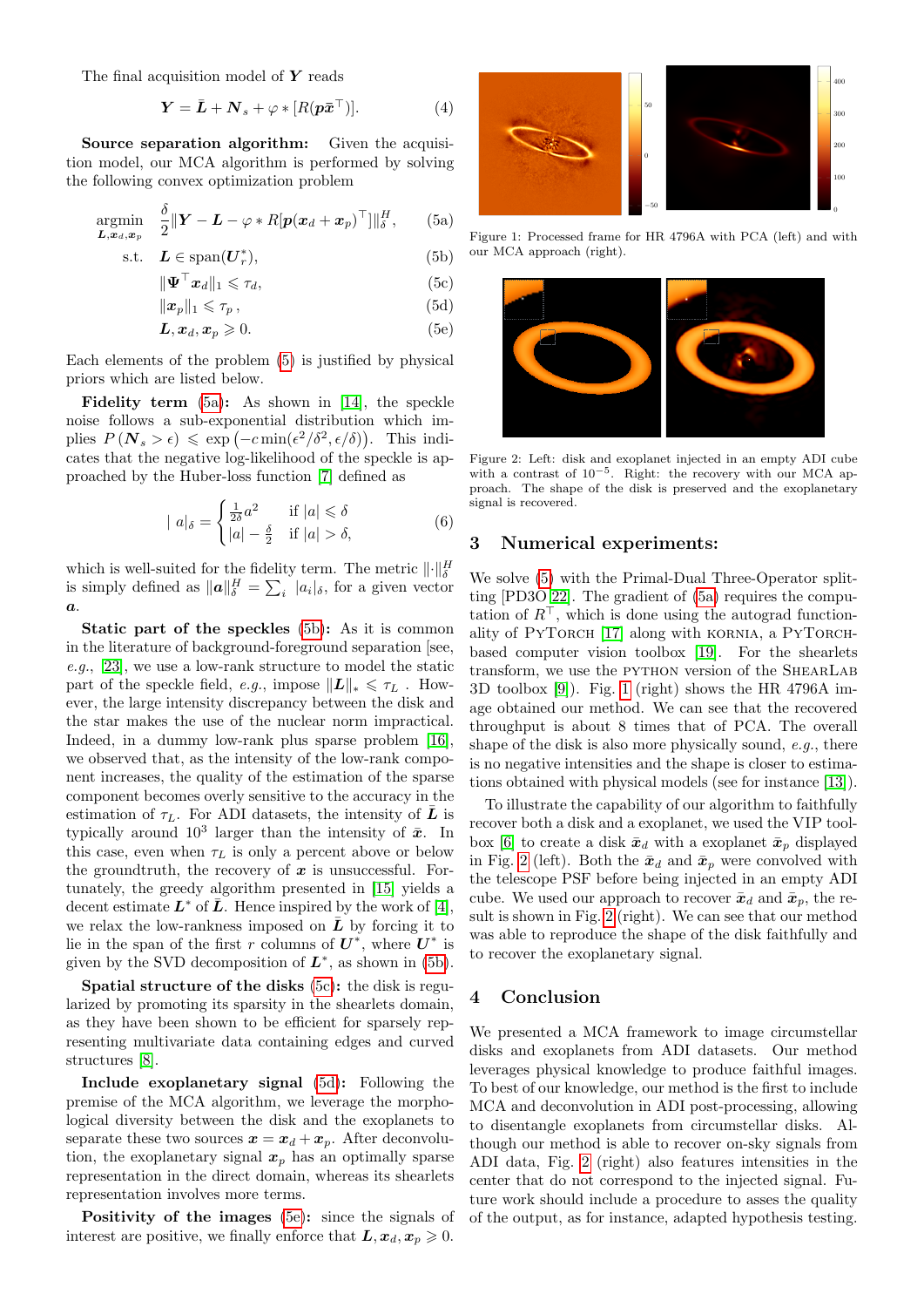The final acquisition model of $\boldsymbol{Y}$ reads

$$\boldsymbol{Y} = \bar{\boldsymbol{L}} + \boldsymbol{N}_s + \varphi * [R(\boldsymbol{p}\bar{\boldsymbol{x}}^\top)]. \tag{4}$$

**Source separation algorithm:** Given the acquisition model, our MCA algorithm is performed by solving the following convex optimization problem

$$\begin{aligned}
\underset{\boldsymbol{L},\boldsymbol{x}_d,\boldsymbol{x}_p}{\operatorname{argmin}} \quad & \frac{\delta}{2}\|\boldsymbol{Y} - \boldsymbol{L} - \varphi * R[\boldsymbol{p}(\boldsymbol{x}_d + \boldsymbol{x}_p)^\top]\|_\delta^H, & \text{(5a)}\\
\text{s.t.} \quad & \boldsymbol{L} \in \operatorname{span}(\boldsymbol{U}_r^*), & \text{(5b)}\\
& \|\boldsymbol{\Psi}^\top \boldsymbol{x}_d\|_1 \leqslant \tau_d, & \text{(5c)}\\
& \|\boldsymbol{x}_p\|_1 \leqslant \tau_p\,, & \text{(5d)}\\
& \boldsymbol{L}, \boldsymbol{x}_d, \boldsymbol{x}_p \geqslant 0. & \text{(5e)}
\end{aligned}$$

Each elements of the problem (5) is justified by physical priors which are listed below.

**Fidelity term (5a):** As shown in [14], the speckle noise follows a sub-exponential distribution which implies $P(\boldsymbol{N}_s > \epsilon) \leqslant \exp(-c\min(\epsilon^2/\delta^2, \epsilon/\delta))$. This indicates that the negative log-likelihood of the speckle is approached by the Huber-loss function [7] defined as

$$|\,a|_\delta = \begin{cases} \frac{1}{2\delta}a^2 & \text{if } |a| \leqslant \delta \\ |a| - \frac{\delta}{2} & \text{if } |a| > \delta, \end{cases} \tag{6}$$

which is well-suited for the fidelity term. The metric $\|\cdot\|_\delta^H$ is simply defined as $\|\boldsymbol{a}\|_\delta^H = \sum_i |a_i|_\delta$, for a given vector $\boldsymbol{a}$.

**Static part of the speckles (5b):** As it is common in the literature of background-foreground separation [see, *e.g.*, [23], we use a low-rank structure to model the static part of the speckle field, *e.g.*, impose $\|\boldsymbol{L}\|_* \leqslant \tau_L$ . However, the large intensity discrepancy between the disk and the star makes the use of the nuclear norm impractical. Indeed, in a dummy low-rank plus sparse problem [16], we observed that, as the intensity of the low-rank component increases, the quality of the estimation of the sparse component becomes overly sensitive to the accuracy in the estimation of $\tau_L$. For ADI datasets, the intensity of $\bar{\boldsymbol{L}}$ is typically around $10^3$ larger than the intensity of $\bar{\boldsymbol{x}}$. In this case, even when $\tau_L$ is only a percent above or below the groundtruth, the recovery of $\boldsymbol{x}$ is unsuccessful. Fortunately, the greedy algorithm presented in [15] yields a decent estimate $\boldsymbol{L}^*$ of $\bar{\boldsymbol{L}}$. Hence inspired by the work of [4], we relax the low-rankness imposed on $\bar{\boldsymbol{L}}$ by forcing it to lie in the span of the first $r$ columns of $\boldsymbol{U}^*$, where $\boldsymbol{U}^*$ is given by the SVD decomposition of $\boldsymbol{L}^*$, as shown in (5b).

**Spatial structure of the disks (5c):** the disk is regularized by promoting its sparsity in the shearlets domain, as they have been shown to be efficient for sparsely representing multivariate data containing edges and curved structures [8].

**Include exoplanetary signal (5d):** Following the premise of the MCA algorithm, we leverage the morphological diversity between the disk and the exoplanets to separate these two sources $\boldsymbol{x} = \boldsymbol{x}_d + \boldsymbol{x}_p$. After deconvolution, the exoplanetary signal $\boldsymbol{x}_p$ has an optimally sparse representation in the direct domain, whereas its shearlets representation involves more terms.

**Positivity of the images (5e):** since the signals of interest are positive, we finally enforce that $\boldsymbol{L}, \boldsymbol{x}_d, \boldsymbol{x}_p \geqslant 0$.

Figure 1: Processed frame for HR 4796A with PCA (left) and with our MCA approach (right).

Figure 2: Left: disk and exoplanet injected in an empty ADI cube with a contrast of $10^{-5}$. Right: the recovery with our MCA approach. The shape of the disk is preserved and the exoplanetary signal is recovered.

## 3 Numerical experiments:

We solve (5) with the Primal-Dual Three-Operator splitting [PD3O [22]. The gradient of (5a) requires the computation of $R^\top$, which is done using the autograd functionality of PyTorch [17] along with kornia, a PyTorch-based computer vision toolbox [19]. For the shearlets transform, we use the python version of the ShearLab 3D toolbox [9]). Fig. 1 (right) shows the HR 4796A image obtained our method. We can see that the recovered throughput is about 8 times that of PCA. The overall shape of the disk is also more physically sound, *e.g.*, there is no negative intensities and the shape is closer to estimations obtained with physical models (see for instance [13]).

To illustrate the capability of our algorithm to faithfully recover both a disk and a exoplanet, we used the VIP toolbox [6] to create a disk $\bar{\boldsymbol{x}}_d$ with a exoplanet $\bar{\boldsymbol{x}}_p$ displayed in Fig. 2 (left). Both the $\bar{\boldsymbol{x}}_d$ and $\bar{\boldsymbol{x}}_p$ were convolved with the telescope PSF before being injected in an empty ADI cube. We used our approach to recover $\bar{\boldsymbol{x}}_d$ and $\bar{\boldsymbol{x}}_p$, the result is shown in Fig. 2 (right). We can see that our method was able to reproduce the shape of the disk faithfully and to recover the exoplanetary signal.

## 4 Conclusion

We presented a MCA framework to image circumstellar disks and exoplanets from ADI datasets. Our method leverages physical knowledge to produce faithful images. To best of our knowledge, our method is the first to include MCA and deconvolution in ADI post-processing, allowing to disentangle exoplanets from circumstellar disks. Although our method is able to recover on-sky signals from ADI data, Fig. 2 (right) also features intensities in the center that do not correspond to the injected signal. Future work should include a procedure to asses the quality of the output, as for instance, adapted hypothesis testing.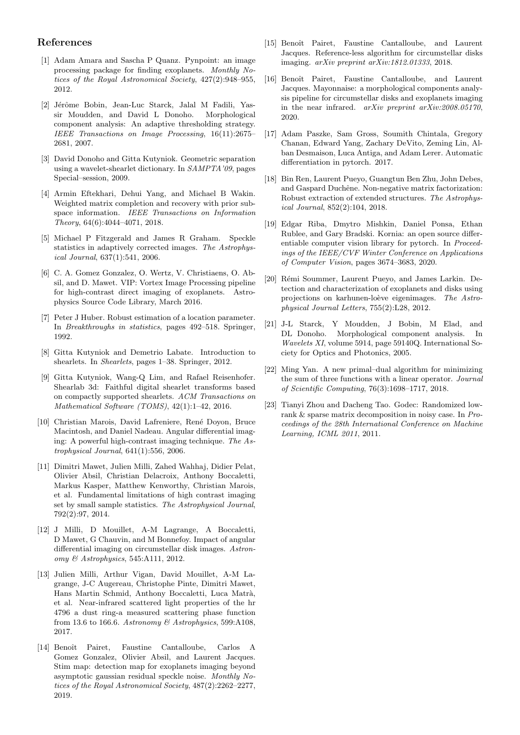## References

[1] Adam Amara and Sascha P Quanz. Pynpoint: an image processing package for finding exoplanets. *Monthly Notices of the Royal Astronomical Society*, 427(2):948–955, 2012.

[2] Jérôme Bobin, Jean-Luc Starck, Jalal M Fadili, Yassir Moudden, and David L Donoho. Morphological component analysis: An adaptive thresholding strategy. *IEEE Transactions on Image Processing*, 16(11):2675–2681, 2007.

[3] David Donoho and Gitta Kutyniok. Geometric separation using a wavelet-shearlet dictionary. In *SAMPTA'09*, pages Special–session, 2009.

[4] Armin Eftekhari, Dehui Yang, and Michael B Wakin. Weighted matrix completion and recovery with prior subspace information. *IEEE Transactions on Information Theory*, 64(6):4044–4071, 2018.

[5] Michael P Fitzgerald and James R Graham. Speckle statistics in adaptively corrected images. *The Astrophysical Journal*, 637(1):541, 2006.

[6] C. A. Gomez Gonzalez, O. Wertz, V. Christiaens, O. Absil, and D. Mawet. VIP: Vortex Image Processing pipeline for high-contrast direct imaging of exoplanets. Astrophysics Source Code Library, March 2016.

[7] Peter J Huber. Robust estimation of a location parameter. In *Breakthroughs in statistics*, pages 492–518. Springer, 1992.

[8] Gitta Kutyniok and Demetrio Labate. Introduction to shearlets. In *Shearlets*, pages 1–38. Springer, 2012.

[9] Gitta Kutyniok, Wang-Q Lim, and Rafael Reisenhofer. Shearlab 3d: Faithful digital shearlet transforms based on compactly supported shearlets. *ACM Transactions on Mathematical Software (TOMS)*, 42(1):1–42, 2016.

[10] Christian Marois, David Lafreniere, René Doyon, Bruce Macintosh, and Daniel Nadeau. Angular differential imaging: A powerful high-contrast imaging technique. *The Astrophysical Journal*, 641(1):556, 2006.

[11] Dimitri Mawet, Julien Milli, Zahed Wahhaj, Didier Pelat, Olivier Absil, Christian Delacroix, Anthony Boccaletti, Markus Kasper, Matthew Kenworthy, Christian Marois, et al. Fundamental limitations of high contrast imaging set by small sample statistics. *The Astrophysical Journal*, 792(2):97, 2014.

[12] J Milli, D Mouillet, A-M Lagrange, A Boccaletti, D Mawet, G Chauvin, and M Bonnefoy. Impact of angular differential imaging on circumstellar disk images. *Astronomy & Astrophysics*, 545:A111, 2012.

[13] Julien Milli, Arthur Vigan, David Mouillet, A-M Lagrange, J-C Augereau, Christophe Pinte, Dimitri Mawet, Hans Martin Schmid, Anthony Boccaletti, Luca Matrà, et al. Near-infrared scattered light properties of the hr 4796 a dust ring-a measured scattering phase function from 13.6 to 166.6. *Astronomy & Astrophysics*, 599:A108, 2017.

[14] Benoît Pairet, Faustine Cantalloube, Carlos A Gomez Gonzalez, Olivier Absil, and Laurent Jacques. Stim map: detection map for exoplanets imaging beyond asymptotic gaussian residual speckle noise. *Monthly Notices of the Royal Astronomical Society*, 487(2):2262–2277, 2019.

[15] Benoît Pairet, Faustine Cantalloube, and Laurent Jacques. Reference-less algorithm for circumstellar disks imaging. *arXiv preprint arXiv:1812.01333*, 2018.

[16] Benoît Pairet, Faustine Cantalloube, and Laurent Jacques. Mayonnaise: a morphological components analysis pipeline for circumstellar disks and exoplanets imaging in the near infrared. *arXiv preprint arXiv:2008.05170*, 2020.

[17] Adam Paszke, Sam Gross, Soumith Chintala, Gregory Chanan, Edward Yang, Zachary DeVito, Zeming Lin, Alban Desmaison, Luca Antiga, and Adam Lerer. Automatic differentiation in pytorch. 2017.

[18] Bin Ren, Laurent Pueyo, Guangtun Ben Zhu, John Debes, and Gaspard Duchêne. Non-negative matrix factorization: Robust extraction of extended structures. *The Astrophysical Journal*, 852(2):104, 2018.

[19] Edgar Riba, Dmytro Mishkin, Daniel Ponsa, Ethan Rublee, and Gary Bradski. Kornia: an open source differentiable computer vision library for pytorch. In *Proceedings of the IEEE/CVF Winter Conference on Applications of Computer Vision*, pages 3674–3683, 2020.

[20] Rémi Soummer, Laurent Pueyo, and James Larkin. Detection and characterization of exoplanets and disks using projections on karhunen-loève eigenimages. *The Astrophysical Journal Letters*, 755(2):L28, 2012.

[21] J-L Starck, Y Moudden, J Bobin, M Elad, and DL Donoho. Morphological component analysis. In *Wavelets XI*, volume 5914, page 59140Q. International Society for Optics and Photonics, 2005.

[22] Ming Yan. A new primal–dual algorithm for minimizing the sum of three functions with a linear operator. *Journal of Scientific Computing*, 76(3):1698–1717, 2018.

[23] Tianyi Zhou and Dacheng Tao. Godec: Randomized low-rank & sparse matrix decomposition in noisy case. In *Proceedings of the 28th International Conference on Machine Learning, ICML 2011*, 2011.